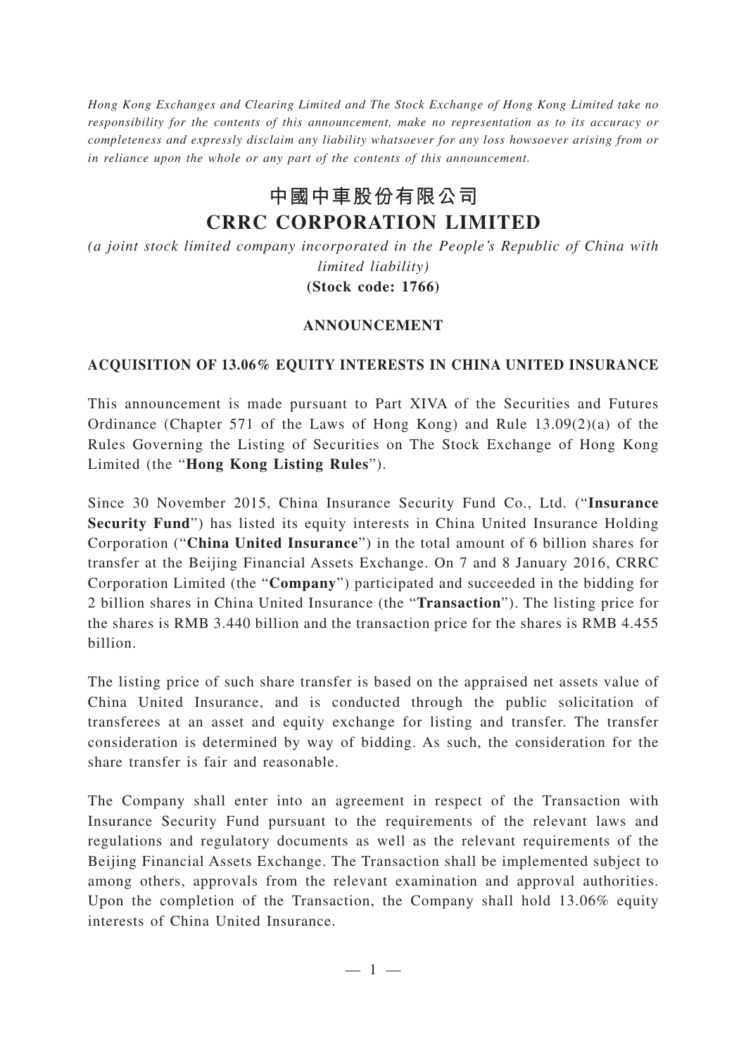*Hong Kong Exchanges and Clearing Limited and The Stock Exchange of Hong Kong Limited take no responsibility for the contents of this announcement, make no representation as to its accuracy or completeness and expressly disclaim any liability whatsoever for any loss howsoever arising from or in reliance upon the whole or any part of the contents of this announcement.*

# 中國中車股份有限公司
# CRRC CORPORATION LIMITED

*(a joint stock limited company incorporated in the People's Republic of China with limited liability)*

**(Stock code: 1766)**

## ANNOUNCEMENT

## ACQUISITION OF 13.06% EQUITY INTERESTS IN CHINA UNITED INSURANCE

This announcement is made pursuant to Part XIVA of the Securities and Futures Ordinance (Chapter 571 of the Laws of Hong Kong) and Rule 13.09(2)(a) of the Rules Governing the Listing of Securities on The Stock Exchange of Hong Kong Limited (the "**Hong Kong Listing Rules**").

Since 30 November 2015, China Insurance Security Fund Co., Ltd. ("**Insurance Security Fund**") has listed its equity interests in China United Insurance Holding Corporation ("**China United Insurance**") in the total amount of 6 billion shares for transfer at the Beijing Financial Assets Exchange. On 7 and 8 January 2016, CRRC Corporation Limited (the "**Company**") participated and succeeded in the bidding for 2 billion shares in China United Insurance (the "**Transaction**"). The listing price for the shares is RMB 3.440 billion and the transaction price for the shares is RMB 4.455 billion.

The listing price of such share transfer is based on the appraised net assets value of China United Insurance, and is conducted through the public solicitation of transferees at an asset and equity exchange for listing and transfer. The transfer consideration is determined by way of bidding. As such, the consideration for the share transfer is fair and reasonable.

The Company shall enter into an agreement in respect of the Transaction with Insurance Security Fund pursuant to the requirements of the relevant laws and regulations and regulatory documents as well as the relevant requirements of the Beijing Financial Assets Exchange. The Transaction shall be implemented subject to among others, approvals from the relevant examination and approval authorities. Upon the completion of the Transaction, the Company shall hold 13.06% equity interests of China United Insurance.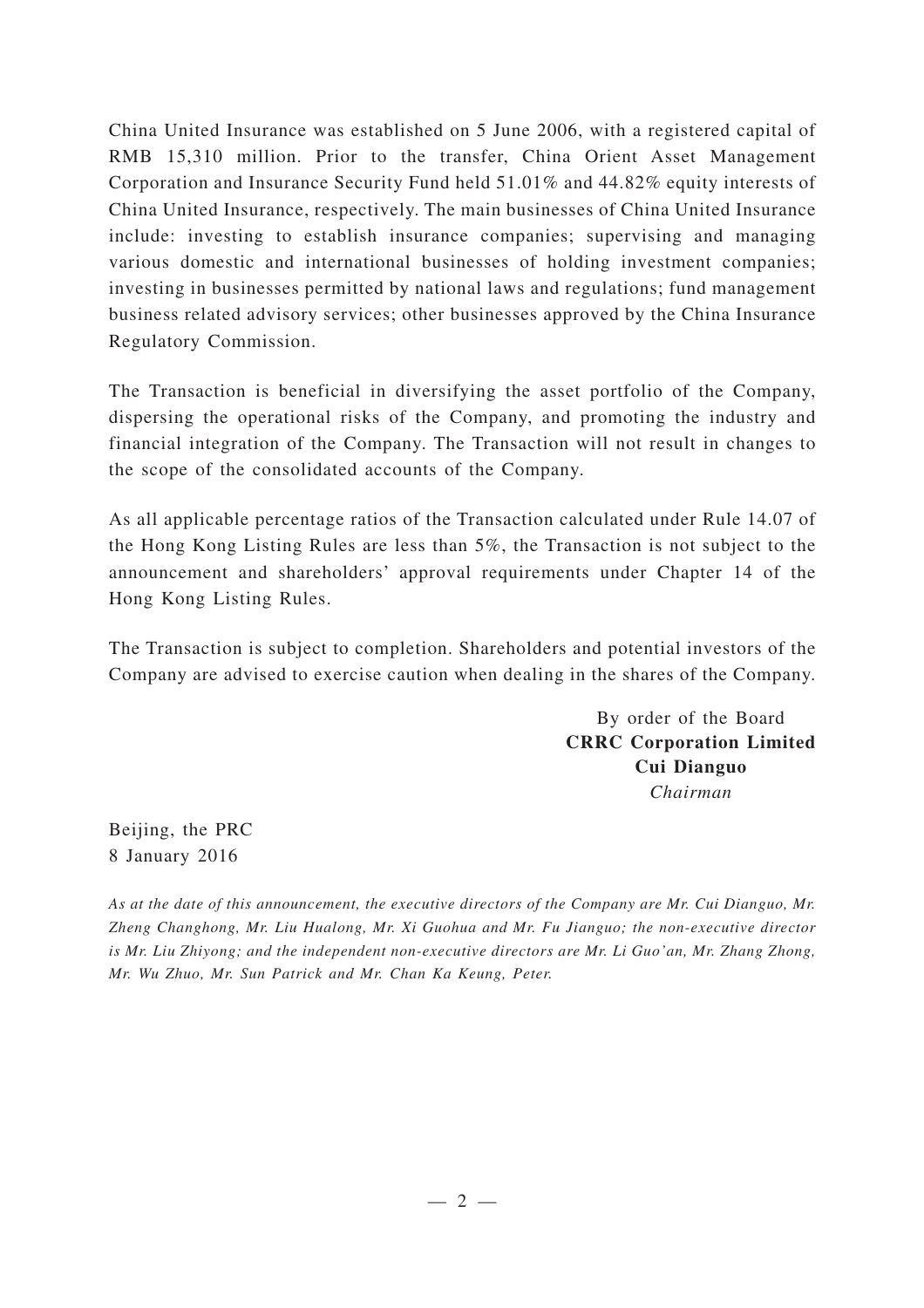China United Insurance was established on 5 June 2006, with a registered capital of RMB 15,310 million. Prior to the transfer, China Orient Asset Management Corporation and Insurance Security Fund held 51.01% and 44.82% equity interests of China United Insurance, respectively. The main businesses of China United Insurance include: investing to establish insurance companies; supervising and managing various domestic and international businesses of holding investment companies; investing in businesses permitted by national laws and regulations; fund management business related advisory services; other businesses approved by the China Insurance Regulatory Commission.

The Transaction is beneficial in diversifying the asset portfolio of the Company, dispersing the operational risks of the Company, and promoting the industry and financial integration of the Company. The Transaction will not result in changes to the scope of the consolidated accounts of the Company.

As all applicable percentage ratios of the Transaction calculated under Rule 14.07 of the Hong Kong Listing Rules are less than 5%, the Transaction is not subject to the announcement and shareholders' approval requirements under Chapter 14 of the Hong Kong Listing Rules.

The Transaction is subject to completion. Shareholders and potential investors of the Company are advised to exercise caution when dealing in the shares of the Company.

By order of the Board
**CRRC Corporation Limited**
**Cui Dianguo**
*Chairman*

Beijing, the PRC
8 January 2016

*As at the date of this announcement, the executive directors of the Company are Mr. Cui Dianguo, Mr. Zheng Changhong, Mr. Liu Hualong, Mr. Xi Guohua and Mr. Fu Jianguo; the non-executive director is Mr. Liu Zhiyong; and the independent non-executive directors are Mr. Li Guo'an, Mr. Zhang Zhong, Mr. Wu Zhuo, Mr. Sun Patrick and Mr. Chan Ka Keung, Peter.*